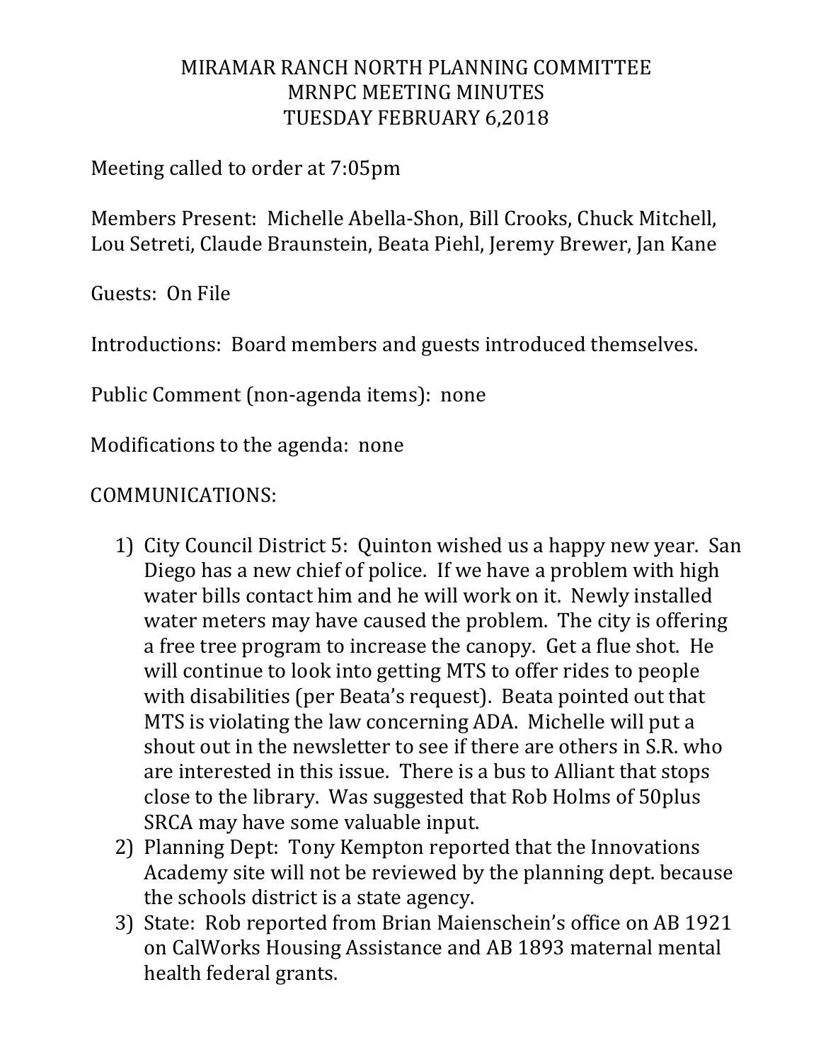# MIRAMAR RANCH NORTH PLANNING COMMITTEE
# MRNPC MEETING MINUTES
# TUESDAY FEBRUARY 6,2018

Meeting called to order at 7:05pm

Members Present: Michelle Abella-Shon, Bill Crooks, Chuck Mitchell, Lou Setreti, Claude Braunstein, Beata Piehl, Jeremy Brewer, Jan Kane

Guests: On File

Introductions: Board members and guests introduced themselves.

Public Comment (non-agenda items): none

Modifications to the agenda: none

COMMUNICATIONS:

1) City Council District 5: Quinton wished us a happy new year. San Diego has a new chief of police. If we have a problem with high water bills contact him and he will work on it. Newly installed water meters may have caused the problem. The city is offering a free tree program to increase the canopy. Get a flue shot. He will continue to look into getting MTS to offer rides to people with disabilities (per Beata's request). Beata pointed out that MTS is violating the law concerning ADA. Michelle will put a shout out in the newsletter to see if there are others in S.R. who are interested in this issue. There is a bus to Alliant that stops close to the library. Was suggested that Rob Holms of 50plus SRCA may have some valuable input.
2) Planning Dept: Tony Kempton reported that the Innovations Academy site will not be reviewed by the planning dept. because the schools district is a state agency.
3) State: Rob reported from Brian Maienschein's office on AB 1921 on CalWorks Housing Assistance and AB 1893 maternal mental health federal grants.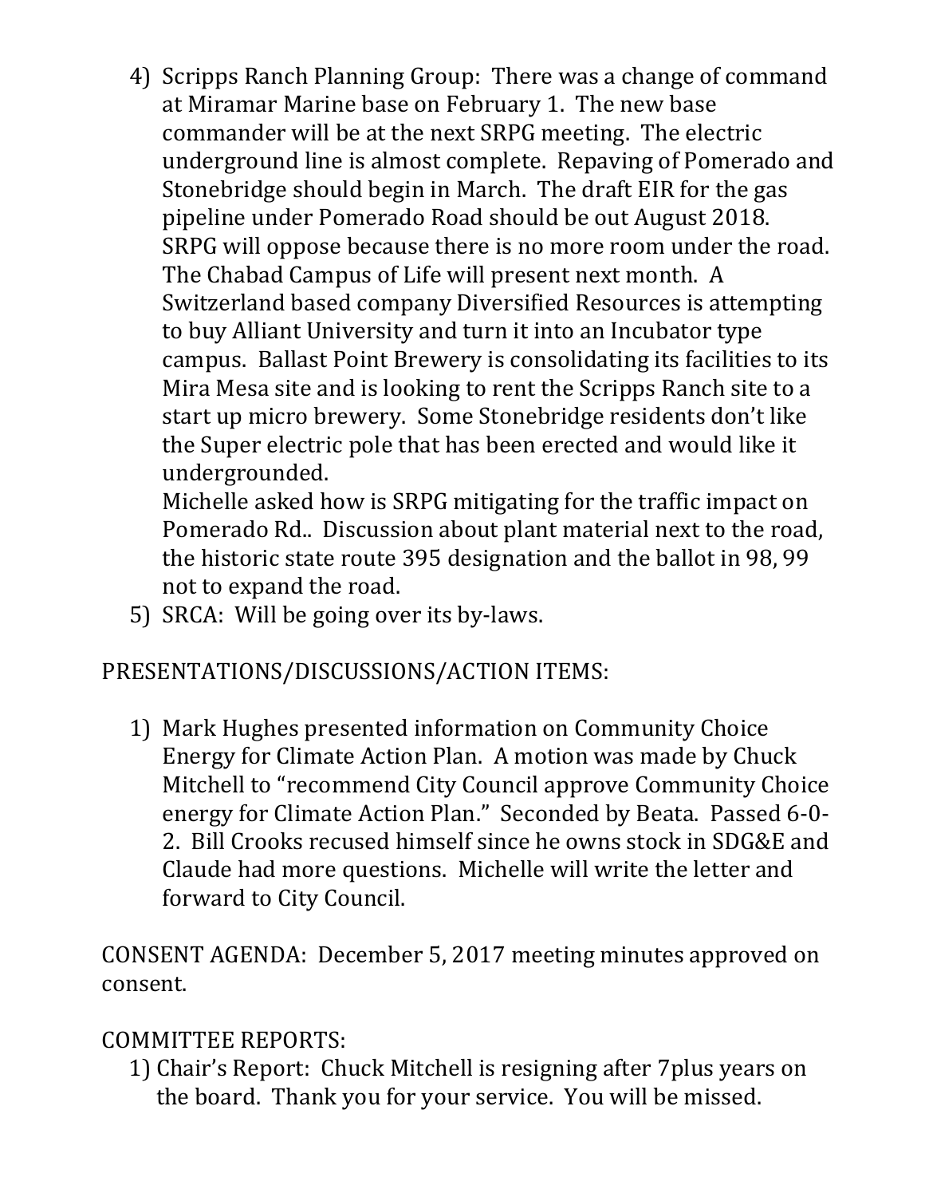4) Scripps Ranch Planning Group: There was a change of command at Miramar Marine base on February 1. The new base commander will be at the next SRPG meeting. The electric underground line is almost complete. Repaving of Pomerado and Stonebridge should begin in March. The draft EIR for the gas pipeline under Pomerado Road should be out August 2018. SRPG will oppose because there is no more room under the road. The Chabad Campus of Life will present next month. A Switzerland based company Diversified Resources is attempting to buy Alliant University and turn it into an Incubator type campus. Ballast Point Brewery is consolidating its facilities to its Mira Mesa site and is looking to rent the Scripps Ranch site to a start up micro brewery. Some Stonebridge residents don't like the Super electric pole that has been erected and would like it undergrounded.
   Michelle asked how is SRPG mitigating for the traffic impact on Pomerado Rd.. Discussion about plant material next to the road, the historic state route 395 designation and the ballot in 98, 99 not to expand the road.
5) SRCA: Will be going over its by-laws.

PRESENTATIONS/DISCUSSIONS/ACTION ITEMS:

1) Mark Hughes presented information on Community Choice Energy for Climate Action Plan. A motion was made by Chuck Mitchell to "recommend City Council approve Community Choice energy for Climate Action Plan." Seconded by Beata. Passed 6-0-2. Bill Crooks recused himself since he owns stock in SDG&E and Claude had more questions. Michelle will write the letter and forward to City Council.

CONSENT AGENDA: December 5, 2017 meeting minutes approved on consent.

COMMITTEE REPORTS:

1) Chair's Report: Chuck Mitchell is resigning after 7plus years on the board. Thank you for your service. You will be missed.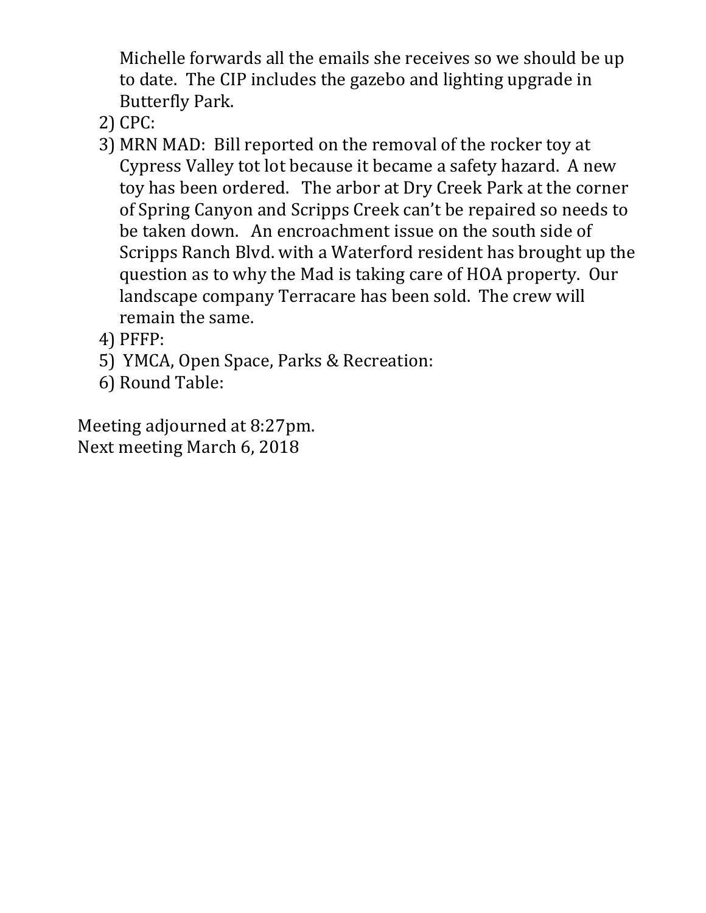Michelle forwards all the emails she receives so we should be up to date. The CIP includes the gazebo and lighting upgrade in Butterfly Park.

2) CPC:
3) MRN MAD: Bill reported on the removal of the rocker toy at Cypress Valley tot lot because it became a safety hazard. A new toy has been ordered. The arbor at Dry Creek Park at the corner of Spring Canyon and Scripps Creek can't be repaired so needs to be taken down. An encroachment issue on the south side of Scripps Ranch Blvd. with a Waterford resident has brought up the question as to why the Mad is taking care of HOA property. Our landscape company Terracare has been sold. The crew will remain the same.
4) PFFP:
5) YMCA, Open Space, Parks & Recreation:
6) Round Table:

Meeting adjourned at 8:27pm.
Next meeting March 6, 2018